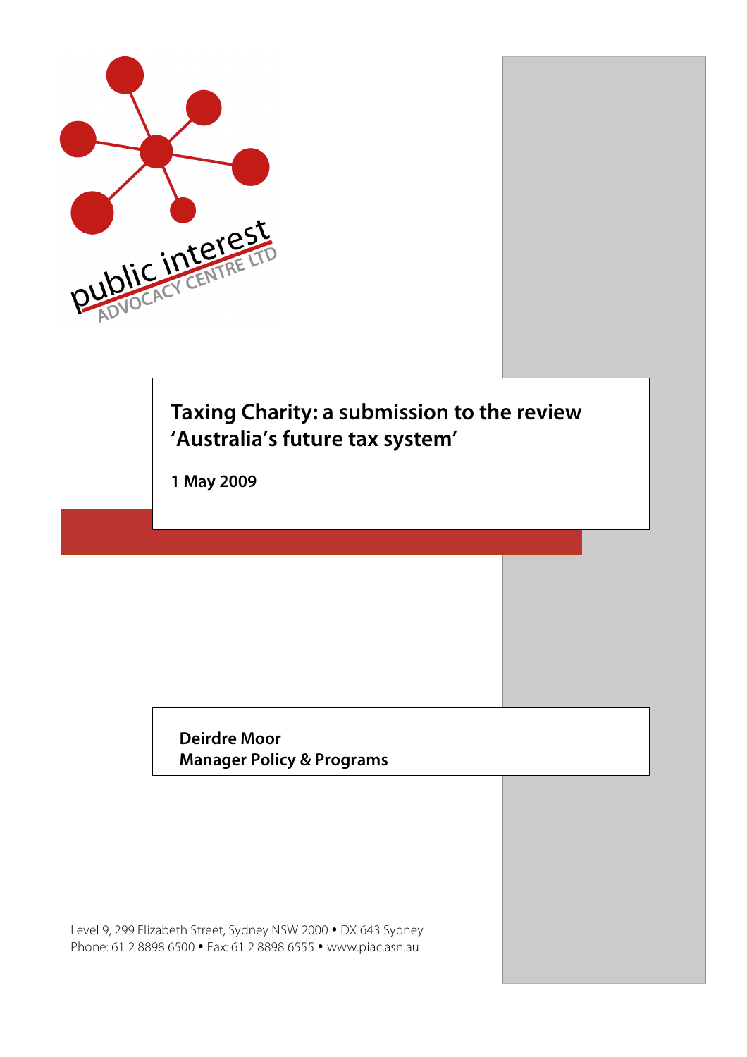public interest ADVOCACY CENTRE LTD

# Taxing Charity: a submission to the review 'Australia's future tax system'

**1 May 2009**

**Deirdre Moor**
**Manager Policy & Programs**

Level 9, 299 Elizabeth Street, Sydney NSW 2000 • DX 643 Sydney
Phone: 61 2 8898 6500 • Fax: 61 2 8898 6555 • www.piac.asn.au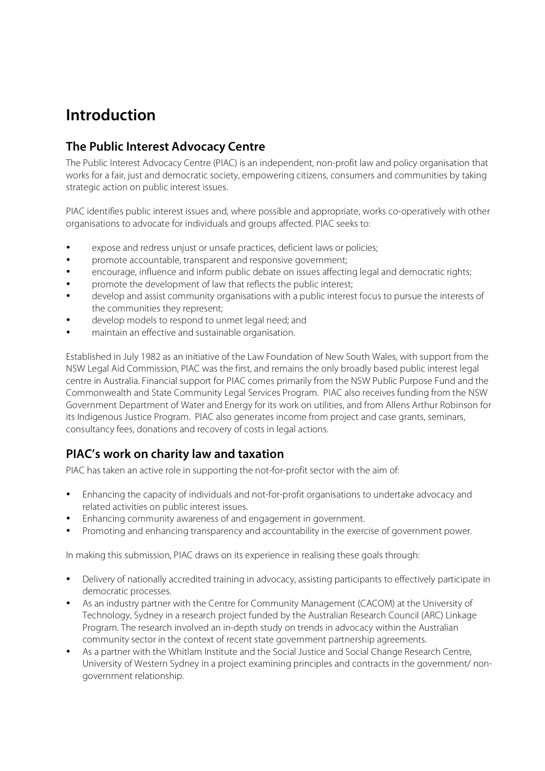# Introduction

## The Public Interest Advocacy Centre

The Public Interest Advocacy Centre (PIAC) is an independent, non-profit law and policy organisation that works for a fair, just and democratic society, empowering citizens, consumers and communities by taking strategic action on public interest issues.

PIAC identifies public interest issues and, where possible and appropriate, works co-operatively with other organisations to advocate for individuals and groups affected. PIAC seeks to:

- expose and redress unjust or unsafe practices, deficient laws or policies;
- promote accountable, transparent and responsive government;
- encourage, influence and inform public debate on issues affecting legal and democratic rights;
- promote the development of law that reflects the public interest;
- develop and assist community organisations with a public interest focus to pursue the interests of the communities they represent;
- develop models to respond to unmet legal need; and
- maintain an effective and sustainable organisation.

Established in July 1982 as an initiative of the Law Foundation of New South Wales, with support from the NSW Legal Aid Commission, PIAC was the first, and remains the only broadly based public interest legal centre in Australia. Financial support for PIAC comes primarily from the NSW Public Purpose Fund and the Commonwealth and State Community Legal Services Program. PIAC also receives funding from the NSW Government Department of Water and Energy for its work on utilities, and from Allens Arthur Robinson for its Indigenous Justice Program. PIAC also generates income from project and case grants, seminars, consultancy fees, donations and recovery of costs in legal actions.

## PIAC's work on charity law and taxation

PIAC has taken an active role in supporting the not-for-profit sector with the aim of:

- Enhancing the capacity of individuals and not-for-profit organisations to undertake advocacy and related activities on public interest issues.
- Enhancing community awareness of and engagement in government.
- Promoting and enhancing transparency and accountability in the exercise of government power.

In making this submission, PIAC draws on its experience in realising these goals through:

- Delivery of nationally accredited training in advocacy, assisting participants to effectively participate in democratic processes.
- As an industry partner with the Centre for Community Management (CACOM) at the University of Technology, Sydney in a research project funded by the Australian Research Council (ARC) Linkage Program. The research involved an in-depth study on trends in advocacy within the Australian community sector in the context of recent state government partnership agreements.
- As a partner with the Whitlam Institute and the Social Justice and Social Change Research Centre, University of Western Sydney in a project examining principles and contracts in the government/ non-government relationship.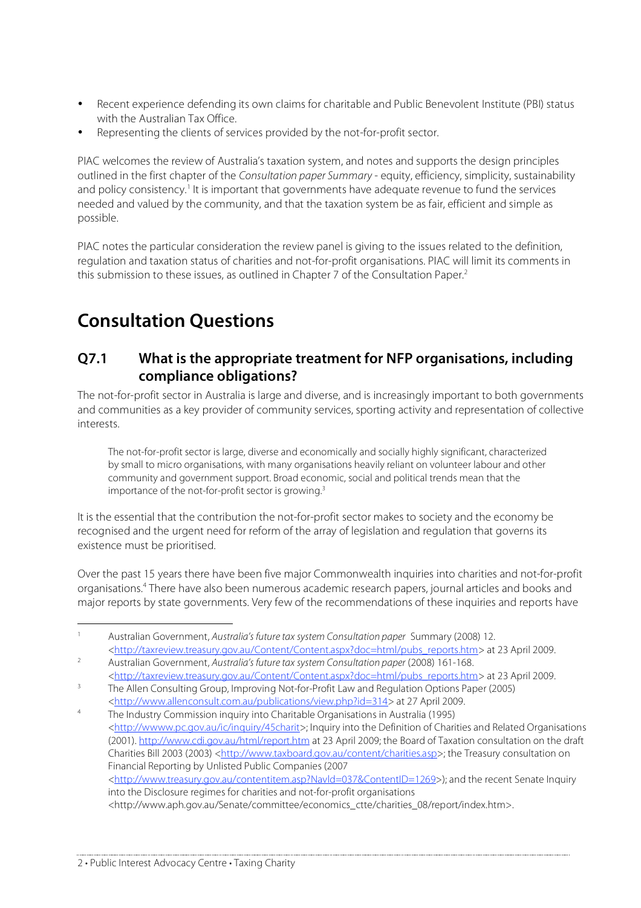- Recent experience defending its own claims for charitable and Public Benevolent Institute (PBI) status with the Australian Tax Office.
- Representing the clients of services provided by the not-for-profit sector.

PIAC welcomes the review of Australia's taxation system, and notes and supports the design principles outlined in the first chapter of the *Consultation paper Summary* - equity, efficiency, simplicity, sustainability and policy consistency.[1] It is important that governments have adequate revenue to fund the services needed and valued by the community, and that the taxation system be as fair, efficient and simple as possible.

PIAC notes the particular consideration the review panel is giving to the issues related to the definition, regulation and taxation status of charities and not-for-profit organisations. PIAC will limit its comments in this submission to these issues, as outlined in Chapter 7 of the Consultation Paper.[2]

# Consultation Questions

## Q7.1 What is the appropriate treatment for NFP organisations, including compliance obligations?

The not-for-profit sector in Australia is large and diverse, and is increasingly important to both governments and communities as a key provider of community services, sporting activity and representation of collective interests.

> The not-for-profit sector is large, diverse and economically and socially highly significant, characterized by small to micro organisations, with many organisations heavily reliant on volunteer labour and other community and government support. Broad economic, social and political trends mean that the importance of the not-for-profit sector is growing.[3]

It is the essential that the contribution the not-for-profit sector makes to society and the economy be recognised and the urgent need for reform of the array of legislation and regulation that governs its existence must be prioritised.

Over the past 15 years there have been five major Commonwealth inquiries into charities and not-for-profit organisations.[4] There have also been numerous academic research papers, journal articles and books and major reports by state governments. Very few of the recommendations of these inquiries and reports have

---

[1] Australian Government, *Australia's future tax system Consultation paper* Summary (2008) 12. <http://taxreview.treasury.gov.au/Content/Content.aspx?doc=html/pubs_reports.htm> at 23 April 2009.

[2] Australian Government, *Australia's future tax system Consultation paper* (2008) 161-168. <http://taxreview.treasury.gov.au/Content/Content.aspx?doc=html/pubs_reports.htm> at 23 April 2009.

[3] The Allen Consulting Group, Improving Not-for-Profit Law and Regulation Options Paper (2005) <http://www.allenconsult.com.au/publications/view.php?id=314> at 27 April 2009.

[4] The Industry Commission inquiry into Charitable Organisations in Australia (1995) <http://wwww.pc.gov.au/ic/inquiry/45charit>; Inquiry into the Definition of Charities and Related Organisations (2001). http://www.cdi.gov.au/html/report.htm at 23 April 2009; the Board of Taxation consultation on the draft Charities Bill 2003 (2003) <http://www.taxboard.gov.au/content/charities.asp>; the Treasury consultation on Financial Reporting by Unlisted Public Companies (2007 <http://www.treasury.gov.au/contentitem.asp?NavId=037&ContentID=1269>); and the recent Senate Inquiry into the Disclosure regimes for charities and not-for-profit organisations <http://www.aph.gov.au/Senate/committee/economics_ctte/charities_08/report/index.htm>.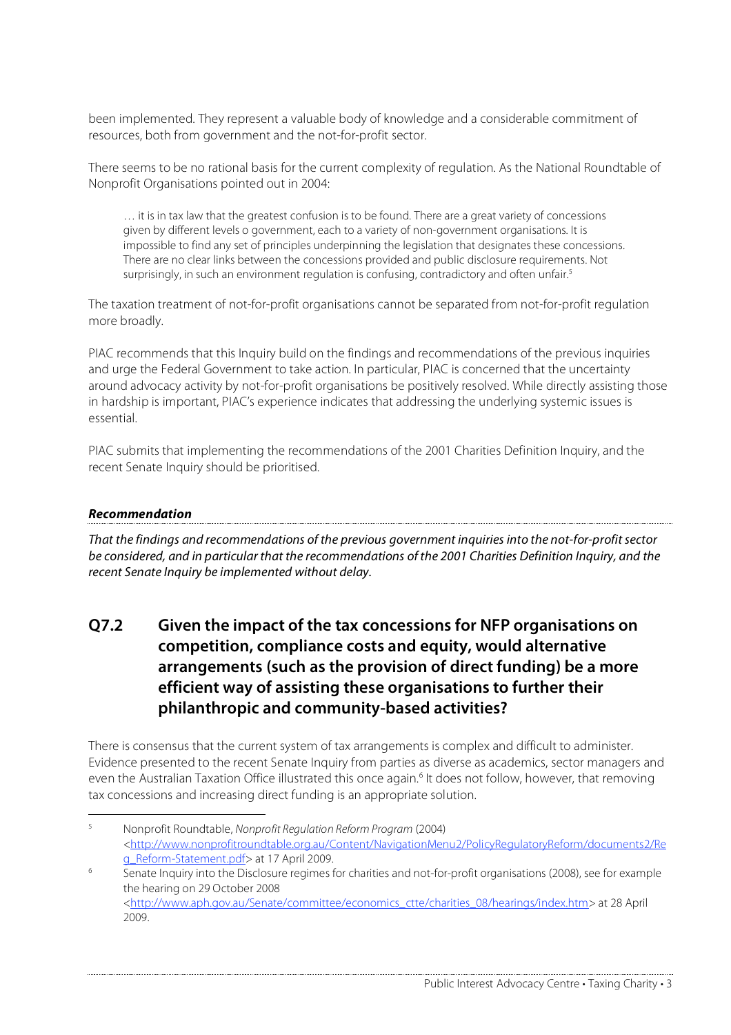been implemented. They represent a valuable body of knowledge and a considerable commitment of resources, both from government and the not-for-profit sector.

There seems to be no rational basis for the current complexity of regulation. As the National Roundtable of Nonprofit Organisations pointed out in 2004:

> … it is in tax law that the greatest confusion is to be found. There are a great variety of concessions given by different levels o government, each to a variety of non-government organisations. It is impossible to find any set of principles underpinning the legislation that designates these concessions. There are no clear links between the concessions provided and public disclosure requirements. Not surprisingly, in such an environment regulation is confusing, contradictory and often unfair.[5]

The taxation treatment of not-for-profit organisations cannot be separated from not-for-profit regulation more broadly.

PIAC recommends that this Inquiry build on the findings and recommendations of the previous inquiries and urge the Federal Government to take action. In particular, PIAC is concerned that the uncertainty around advocacy activity by not-for-profit organisations be positively resolved. While directly assisting those in hardship is important, PIAC's experience indicates that addressing the underlying systemic issues is essential.

PIAC submits that implementing the recommendations of the 2001 Charities Definition Inquiry, and the recent Senate Inquiry should be prioritised.

***Recommendation***

*That the findings and recommendations of the previous government inquiries into the not-for-profit sector be considered, and in particular that the recommendations of the 2001 Charities Definition Inquiry, and the recent Senate Inquiry be implemented without delay.*

## Q7.2 Given the impact of the tax concessions for NFP organisations on competition, compliance costs and equity, would alternative arrangements (such as the provision of direct funding) be a more efficient way of assisting these organisations to further their philanthropic and community-based activities?

There is consensus that the current system of tax arrangements is complex and difficult to administer. Evidence presented to the recent Senate Inquiry from parties as diverse as academics, sector managers and even the Australian Taxation Office illustrated this once again.[6] It does not follow, however, that removing tax concessions and increasing direct funding is an appropriate solution.

---

[5] Nonprofit Roundtable, *Nonprofit Regulation Reform Program* (2004) <http://www.nonprofitroundtable.org.au/Content/NavigationMenu2/PolicyRegulatoryReform/documents2/Reg_Reform-Statement.pdf> at 17 April 2009.

[6] Senate Inquiry into the Disclosure regimes for charities and not-for-profit organisations (2008), see for example the hearing on 29 October 2008 <http://www.aph.gov.au/Senate/committee/economics_ctte/charities_08/hearings/index.htm> at 28 April 2009.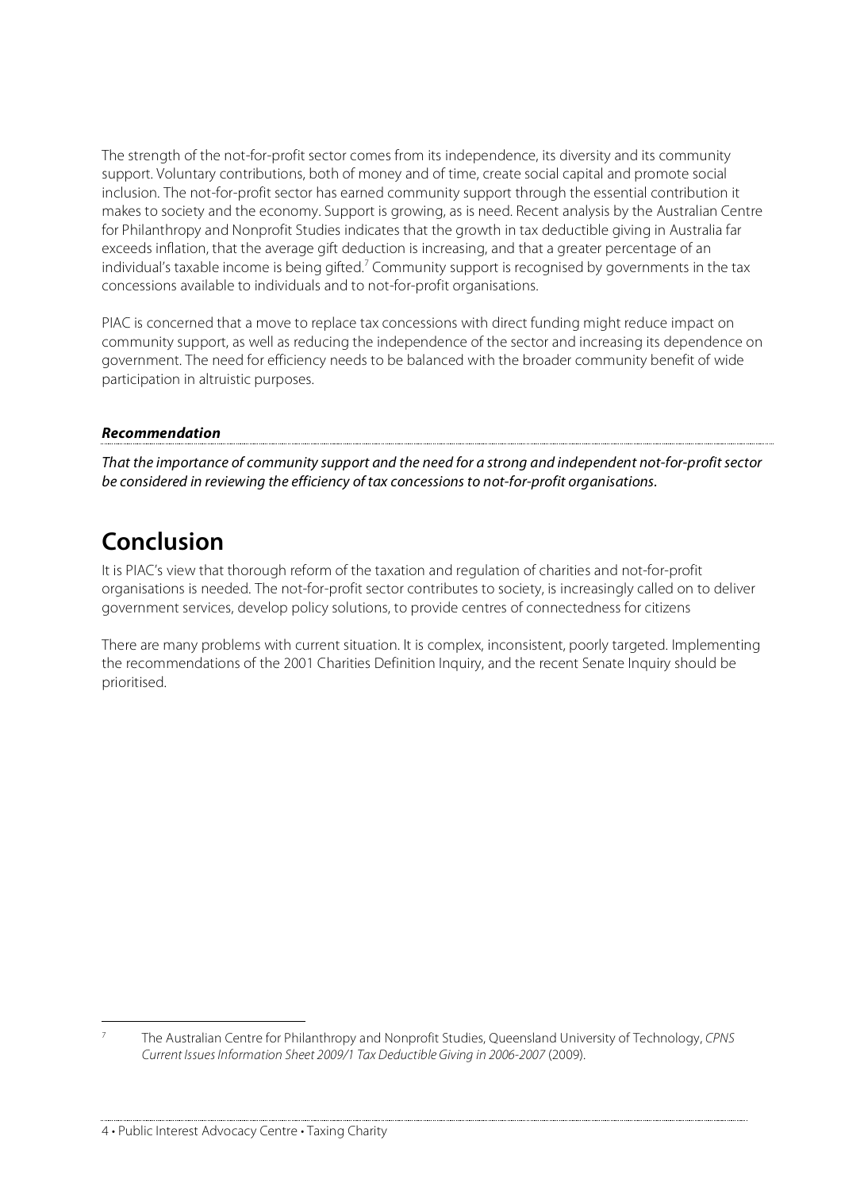The strength of the not-for-profit sector comes from its independence, its diversity and its community support. Voluntary contributions, both of money and of time, create social capital and promote social inclusion. The not-for-profit sector has earned community support through the essential contribution it makes to society and the economy. Support is growing, as is need. Recent analysis by the Australian Centre for Philanthropy and Nonprofit Studies indicates that the growth in tax deductible giving in Australia far exceeds inflation, that the average gift deduction is increasing, and that a greater percentage of an individual's taxable income is being gifted.[7] Community support is recognised by governments in the tax concessions available to individuals and to not-for-profit organisations.

PIAC is concerned that a move to replace tax concessions with direct funding might reduce impact on community support, as well as reducing the independence of the sector and increasing its dependence on government. The need for efficiency needs to be balanced with the broader community benefit of wide participation in altruistic purposes.

***Recommendation***

*That the importance of community support and the need for a strong and independent not-for-profit sector be considered in reviewing the efficiency of tax concessions to not-for-profit organisations.*

# Conclusion

It is PIAC's view that thorough reform of the taxation and regulation of charities and not-for-profit organisations is needed. The not-for-profit sector contributes to society, is increasingly called on to deliver government services, develop policy solutions, to provide centres of connectedness for citizens

There are many problems with current situation. It is complex, inconsistent, poorly targeted. Implementing the recommendations of the 2001 Charities Definition Inquiry, and the recent Senate Inquiry should be prioritised.

---

[7] The Australian Centre for Philanthropy and Nonprofit Studies, Queensland University of Technology, *CPNS Current Issues Information Sheet 2009/1 Tax Deductible Giving in 2006-2007* (2009).